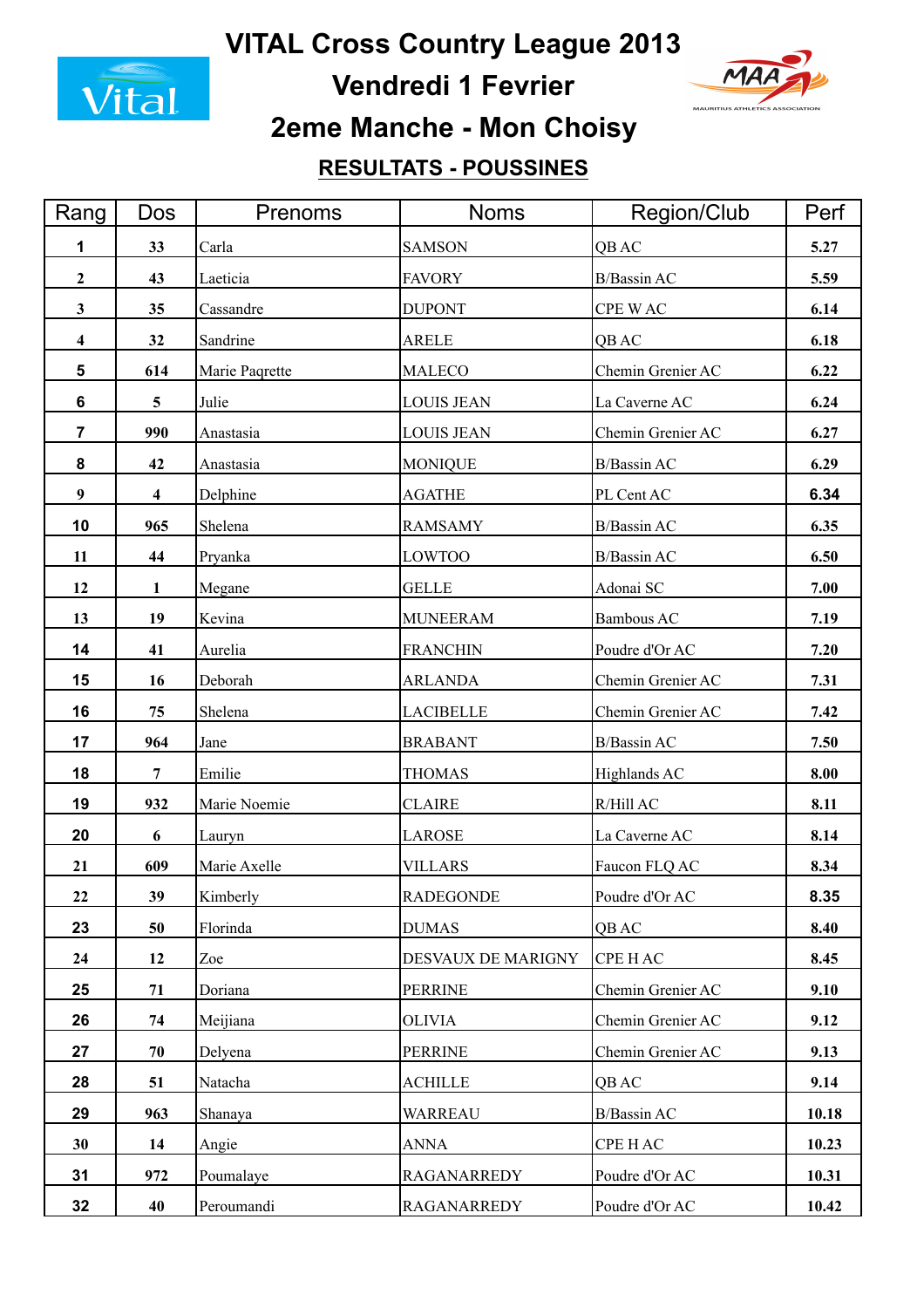# VITAL Cross Country League 2013

## Vendredi 1 Fevrier

## 2eme Manche - Mon Choisy

### RESULTATS - POUSSINES

| Rang | Dos | Prenoms | Noms | Region/Club | Perf |
|---|---|---|---|---|---|
| 1 | 33 | Carla | SAMSON | QB AC | 5.27 |
| 2 | 43 | Laeticia | FAVORY | B/Bassin AC | 5.59 |
| 3 | 35 | Cassandre | DUPONT | CPE W AC | 6.14 |
| 4 | 32 | Sandrine | ARELE | QB AC | 6.18 |
| 5 | 614 | Marie Paqrette | MALECO | Chemin Grenier AC | 6.22 |
| 6 | 5 | Julie | LOUIS JEAN | La Caverne AC | 6.24 |
| 7 | 990 | Anastasia | LOUIS JEAN | Chemin Grenier AC | 6.27 |
| 8 | 42 | Anastasia | MONIQUE | B/Bassin AC | 6.29 |
| 9 | 4 | Delphine | AGATHE | PL Cent AC | 6.34 |
| 10 | 965 | Shelena | RAMSAMY | B/Bassin AC | 6.35 |
| 11 | 44 | Pryanka | LOWTOO | B/Bassin AC | 6.50 |
| 12 | 1 | Megane | GELLE | Adonai SC | 7.00 |
| 13 | 19 | Kevina | MUNEERAM | Bambous AC | 7.19 |
| 14 | 41 | Aurelia | FRANCHIN | Poudre d'Or AC | 7.20 |
| 15 | 16 | Deborah | ARLANDA | Chemin Grenier AC | 7.31 |
| 16 | 75 | Shelena | LACIBELLE | Chemin Grenier AC | 7.42 |
| 17 | 964 | Jane | BRABANT | B/Bassin AC | 7.50 |
| 18 | 7 | Emilie | THOMAS | Highlands AC | 8.00 |
| 19 | 932 | Marie Noemie | CLAIRE | R/Hill AC | 8.11 |
| 20 | 6 | Lauryn | LAROSE | La Caverne AC | 8.14 |
| 21 | 609 | Marie Axelle | VILLARS | Faucon FLQ AC | 8.34 |
| 22 | 39 | Kimberly | RADEGONDE | Poudre d'Or AC | 8.35 |
| 23 | 50 | Florinda | DUMAS | QB AC | 8.40 |
| 24 | 12 | Zoe | DESVAUX DE MARIGNY | CPE H AC | 8.45 |
| 25 | 71 | Doriana | PERRINE | Chemin Grenier AC | 9.10 |
| 26 | 74 | Meijiana | OLIVIA | Chemin Grenier AC | 9.12 |
| 27 | 70 | Delyena | PERRINE | Chemin Grenier AC | 9.13 |
| 28 | 51 | Natacha | ACHILLE | QB AC | 9.14 |
| 29 | 963 | Shanaya | WARREAU | B/Bassin AC | 10.18 |
| 30 | 14 | Angie | ANNA | CPE H AC | 10.23 |
| 31 | 972 | Poumalaye | RAGANARREDY | Poudre d'Or AC | 10.31 |
| 32 | 40 | Peroumandi | RAGANARREDY | Poudre d'Or AC | 10.42 |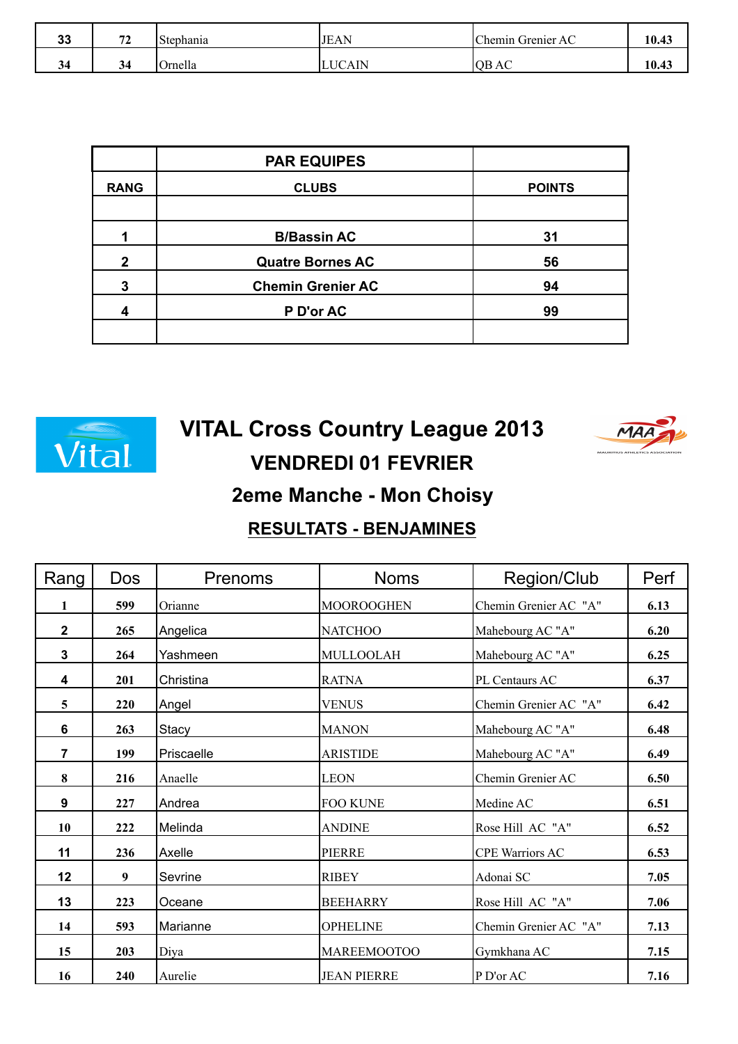| | | | | | |
|---|---|---|---|---|---|
| 33 | 72 | Stephania | JEAN | Chemin Grenier AC | 10.43 |
| 34 | 34 | Ornella | LUCAIN | QB AC | 10.43 |

| | PAR EQUIPES | |
|---|---|---|
| RANG | CLUBS | POINTS |
| | | |
| 1 | B/Bassin AC | 31 |
| 2 | Quatre Bornes AC | 56 |
| 3 | Chemin Grenier AC | 94 |
| 4 | P D'or AC | 99 |
| | | |

# VITAL Cross Country League 2013

## VENDREDI 01 FEVRIER

## 2eme Manche - Mon Choisy

## RESULTATS - BENJAMINES

| Rang | Dos | Prenoms | Noms | Region/Club | Perf |
|---|---|---|---|---|---|
| 1 | 599 | Orianne | MOOROOGHEN | Chemin Grenier AC "A" | 6.13 |
| 2 | 265 | Angelica | NATCHOO | Mahebourg AC "A" | 6.20 |
| 3 | 264 | Yashmeen | MULLOOLAH | Mahebourg AC "A" | 6.25 |
| 4 | 201 | Christina | RATNA | PL Centaurs AC | 6.37 |
| 5 | 220 | Angel | VENUS | Chemin Grenier AC "A" | 6.42 |
| 6 | 263 | Stacy | MANON | Mahebourg AC "A" | 6.48 |
| 7 | 199 | Priscaelle | ARISTIDE | Mahebourg AC "A" | 6.49 |
| 8 | 216 | Anaelle | LEON | Chemin Grenier AC | 6.50 |
| 9 | 227 | Andrea | FOO KUNE | Medine AC | 6.51 |
| 10 | 222 | Melinda | ANDINE | Rose Hill AC "A" | 6.52 |
| 11 | 236 | Axelle | PIERRE | CPE Warriors AC | 6.53 |
| 12 | 9 | Sevrine | RIBEY | Adonai SC | 7.05 |
| 13 | 223 | Oceane | BEEHARRY | Rose Hill AC "A" | 7.06 |
| 14 | 593 | Marianne | OPHELINE | Chemin Grenier AC "A" | 7.13 |
| 15 | 203 | Diya | MAREEMOOTOO | Gymkhana AC | 7.15 |
| 16 | 240 | Aurelie | JEAN PIERRE | P D'or AC | 7.16 |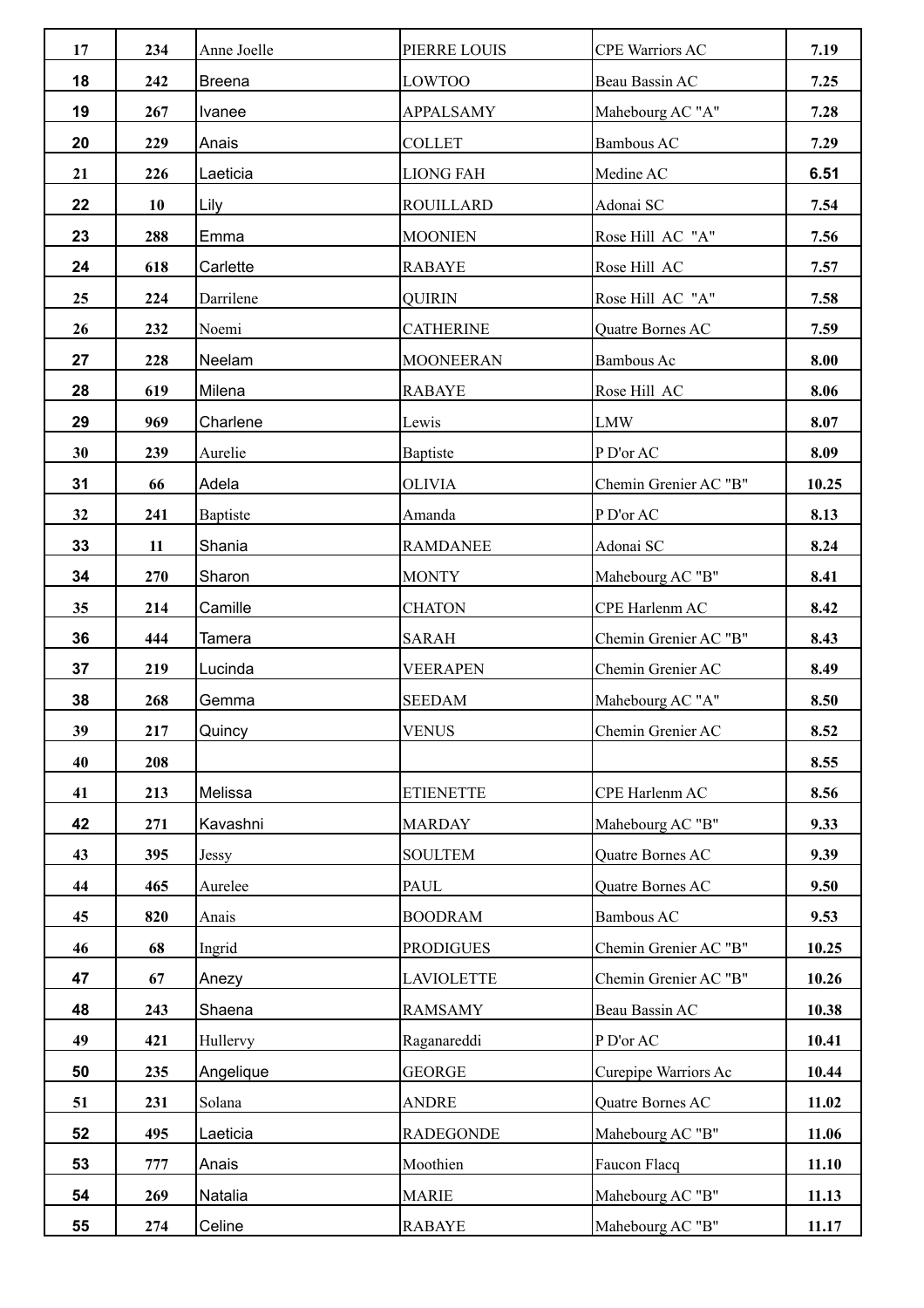| 17 | 234 | Anne Joelle | PIERRE LOUIS | CPE Warriors AC | 7.19 |
|---|---|---|---|---|---|
| 18 | 242 | Breena | LOWTOO | Beau Bassin AC | 7.25 |
| 19 | 267 | Ivanee | APPALSAMY | Mahebourg AC "A" | 7.28 |
| 20 | 229 | Anais | COLLET | Bambous AC | 7.29 |
| 21 | 226 | Laeticia | LIONG FAH | Medine AC | 6.51 |
| 22 | 10 | Lily | ROUILLARD | Adonai SC | 7.54 |
| 23 | 288 | Emma | MOONIEN | Rose Hill AC "A" | 7.56 |
| 24 | 618 | Carlette | RABAYE | Rose Hill AC | 7.57 |
| 25 | 224 | Darrilene | QUIRIN | Rose Hill AC "A" | 7.58 |
| 26 | 232 | Noemi | CATHERINE | Quatre Bornes AC | 7.59 |
| 27 | 228 | Neelam | MOONEERAN | Bambous Ac | 8.00 |
| 28 | 619 | Milena | RABAYE | Rose Hill AC | 8.06 |
| 29 | 969 | Charlene | Lewis | LMW | 8.07 |
| 30 | 239 | Aurelie | Baptiste | P D'or AC | 8.09 |
| 31 | 66 | Adela | OLIVIA | Chemin Grenier AC "B" | 10.25 |
| 32 | 241 | Baptiste | Amanda | P D'or AC | 8.13 |
| 33 | 11 | Shania | RAMDANEE | Adonai SC | 8.24 |
| 34 | 270 | Sharon | MONTY | Mahebourg AC "B" | 8.41 |
| 35 | 214 | Camille | CHATON | CPE Harlenm AC | 8.42 |
| 36 | 444 | Tamera | SARAH | Chemin Grenier AC "B" | 8.43 |
| 37 | 219 | Lucinda | VEERAPEN | Chemin Grenier AC | 8.49 |
| 38 | 268 | Gemma | SEEDAM | Mahebourg AC "A" | 8.50 |
| 39 | 217 | Quincy | VENUS | Chemin Grenier AC | 8.52 |
| 40 | 208 | | | | 8.55 |
| 41 | 213 | Melissa | ETIENETTE | CPE Harlenm AC | 8.56 |
| 42 | 271 | Kavashni | MARDAY | Mahebourg AC "B" | 9.33 |
| 43 | 395 | Jessy | SOULTEM | Quatre Bornes AC | 9.39 |
| 44 | 465 | Aurelee | PAUL | Quatre Bornes AC | 9.50 |
| 45 | 820 | Anais | BOODRAM | Bambous AC | 9.53 |
| 46 | 68 | Ingrid | PRODIGUES | Chemin Grenier AC "B" | 10.25 |
| 47 | 67 | Anezy | LAVIOLETTE | Chemin Grenier AC "B" | 10.26 |
| 48 | 243 | Shaena | RAMSAMY | Beau Bassin AC | 10.38 |
| 49 | 421 | Hullervy | Raganareddi | P D'or AC | 10.41 |
| 50 | 235 | Angelique | GEORGE | Curepipe Warriors Ac | 10.44 |
| 51 | 231 | Solana | ANDRE | Quatre Bornes AC | 11.02 |
| 52 | 495 | Laeticia | RADEGONDE | Mahebourg AC "B" | 11.06 |
| 53 | 777 | Anais | Moothien | Faucon Flacq | 11.10 |
| 54 | 269 | Natalia | MARIE | Mahebourg AC "B" | 11.13 |
| 55 | 274 | Celine | RABAYE | Mahebourg AC "B" | 11.17 |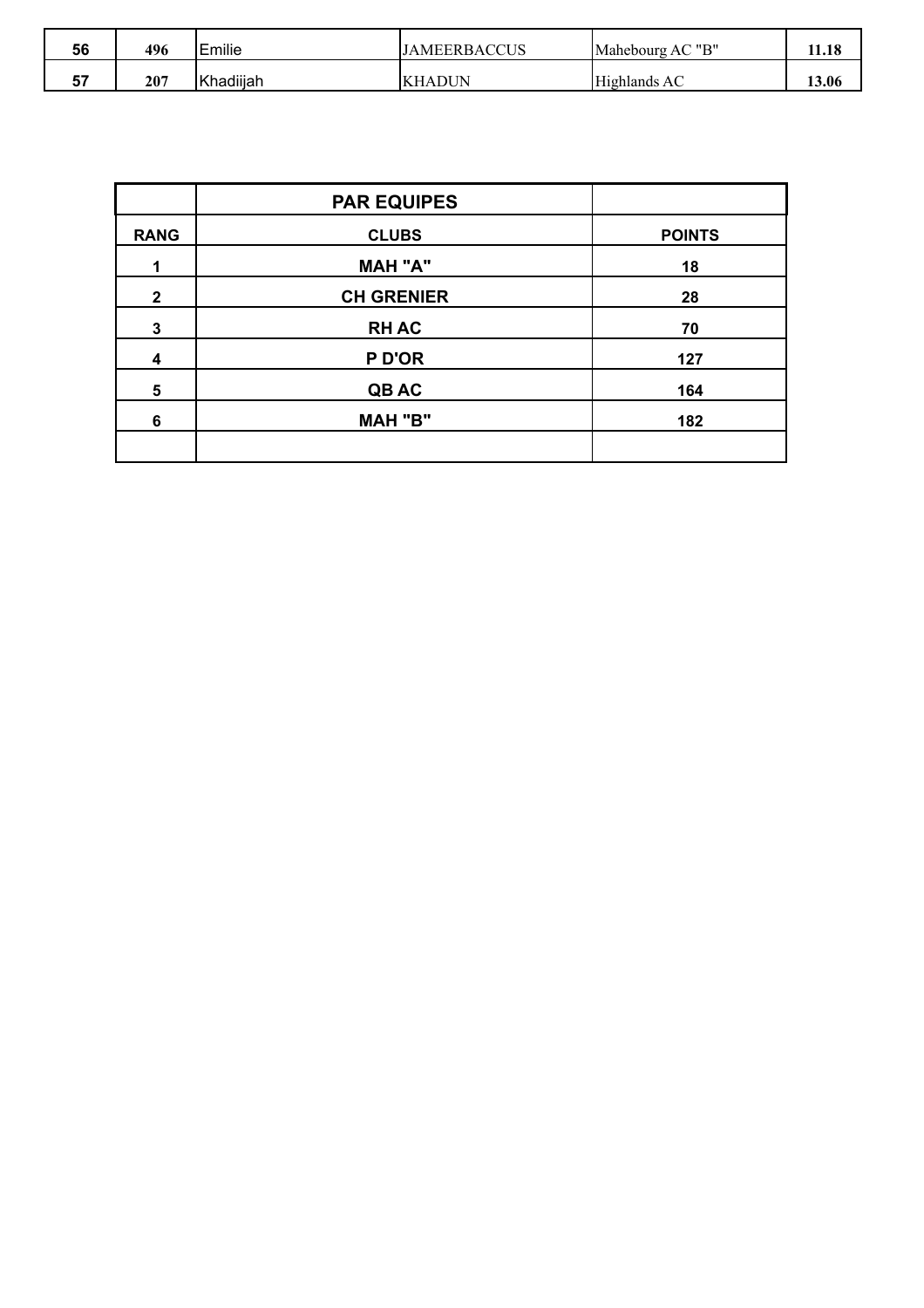| 56 | 496 | Emilie | JAMEERBACCUS | Mahebourg AC "B" | 11.18 |
|---|---|---|---|---|---|
| 57 | 207 | Khadiijah | KHADUN | Highlands AC | 13.06 |

| | PAR EQUIPES | |
|---|---|---|
| RANG | CLUBS | POINTS |
| 1 | MAH "A" | 18 |
| 2 | CH GRENIER | 28 |
| 3 | RH AC | 70 |
| 4 | P D'OR | 127 |
| 5 | QB AC | 164 |
| 6 | MAH "B" | 182 |
| | | |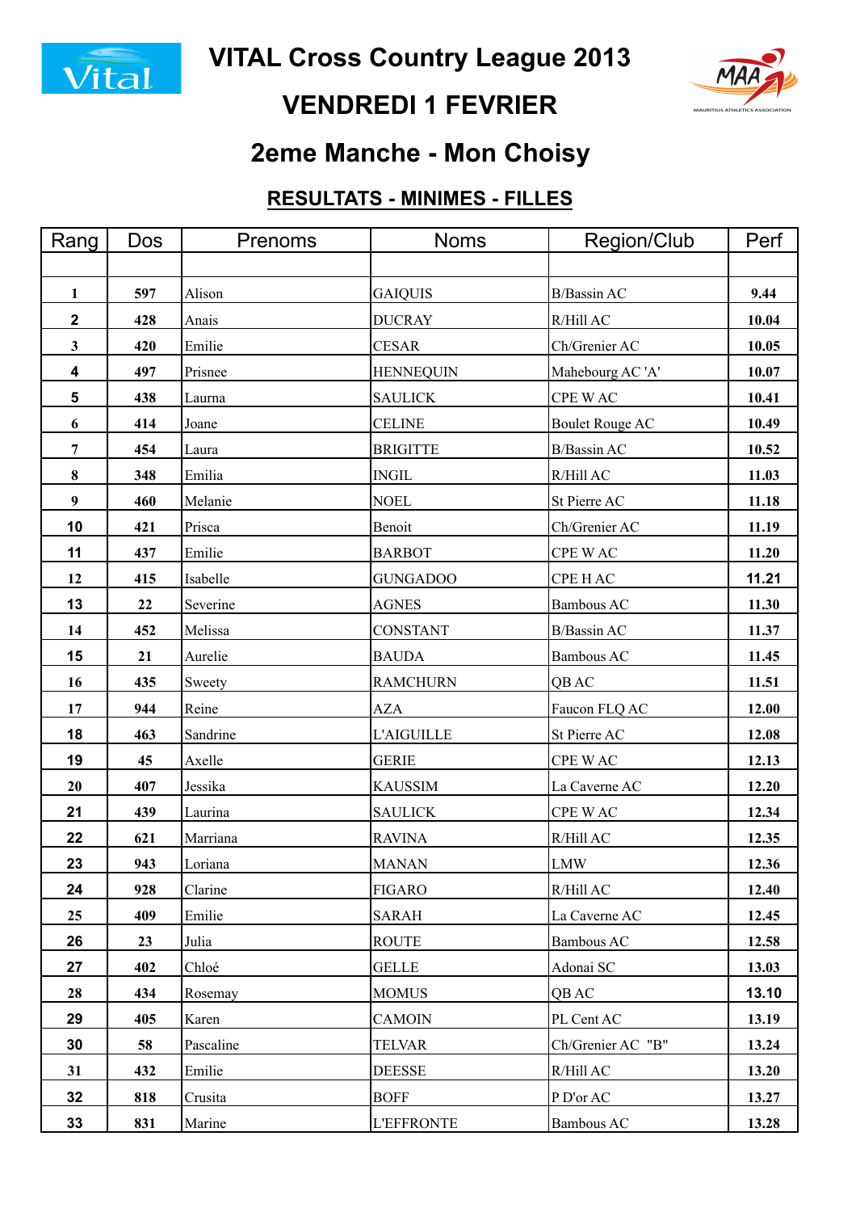# VITAL Cross Country League 2013

## VENDREDI 1 FEVRIER

## 2eme Manche - Mon Choisy

### RESULTATS - MINIMES - FILLES

| Rang | Dos | Prenoms | Noms | Region/Club | Perf |
|---|---|---|---|---|---|
| | | | | | |
| 1 | 597 | Alison | GAIQUIS | B/Bassin AC | 9.44 |
| 2 | 428 | Anais | DUCRAY | R/Hill AC | 10.04 |
| 3 | 420 | Emilie | CESAR | Ch/Grenier AC | 10.05 |
| 4 | 497 | Prisnee | HENNEQUIN | Mahebourg AC 'A' | 10.07 |
| 5 | 438 | Laurna | SAULICK | CPE W AC | 10.41 |
| 6 | 414 | Joane | CELINE | Boulet Rouge AC | 10.49 |
| 7 | 454 | Laura | BRIGITTE | B/Bassin AC | 10.52 |
| 8 | 348 | Emilia | INGIL | R/Hill AC | 11.03 |
| 9 | 460 | Melanie | NOEL | St Pierre AC | 11.18 |
| 10 | 421 | Prisca | Benoit | Ch/Grenier AC | 11.19 |
| 11 | 437 | Emilie | BARBOT | CPE W AC | 11.20 |
| 12 | 415 | Isabelle | GUNGADOO | CPE H AC | 11.21 |
| 13 | 22 | Severine | AGNES | Bambous AC | 11.30 |
| 14 | 452 | Melissa | CONSTANT | B/Bassin AC | 11.37 |
| 15 | 21 | Aurelie | BAUDA | Bambous AC | 11.45 |
| 16 | 435 | Sweety | RAMCHURN | QB AC | 11.51 |
| 17 | 944 | Reine | AZA | Faucon FLQ AC | 12.00 |
| 18 | 463 | Sandrine | L'AIGUILLE | St Pierre AC | 12.08 |
| 19 | 45 | Axelle | GERIE | CPE W AC | 12.13 |
| 20 | 407 | Jessika | KAUSSIM | La Caverne AC | 12.20 |
| 21 | 439 | Laurina | SAULICK | CPE W AC | 12.34 |
| 22 | 621 | Marriana | RAVINA | R/Hill AC | 12.35 |
| 23 | 943 | Loriana | MANAN | LMW | 12.36 |
| 24 | 928 | Clarine | FIGARO | R/Hill AC | 12.40 |
| 25 | 409 | Emilie | SARAH | La Caverne AC | 12.45 |
| 26 | 23 | Julia | ROUTE | Bambous AC | 12.58 |
| 27 | 402 | Chloé | GELLE | Adonai SC | 13.03 |
| 28 | 434 | Rosemay | MOMUS | QB AC | 13.10 |
| 29 | 405 | Karen | CAMOIN | PL Cent AC | 13.19 |
| 30 | 58 | Pascaline | TELVAR | Ch/Grenier AC "B" | 13.24 |
| 31 | 432 | Emilie | DEESSE | R/Hill AC | 13.20 |
| 32 | 818 | Crusita | BOFF | P D'or AC | 13.27 |
| 33 | 831 | Marine | L'EFFRONTE | Bambous AC | 13.28 |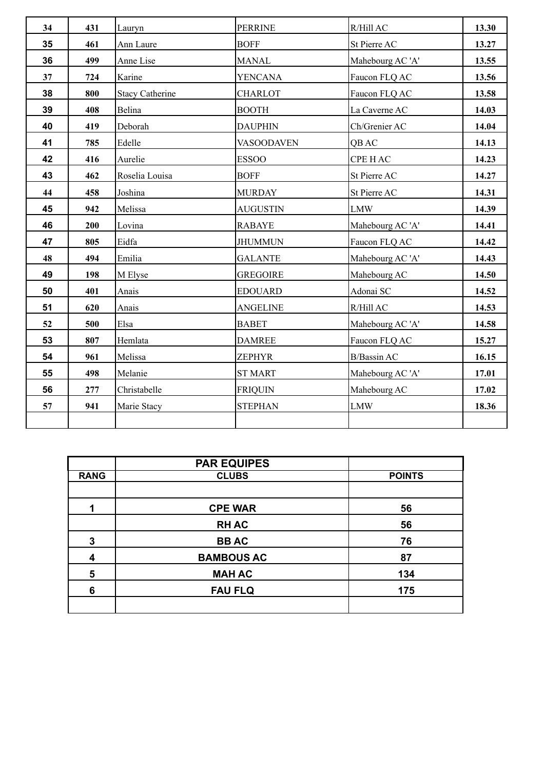| | | | | | |
|---|---|---|---|---|---|
| 34 | 431 | Lauryn | PERRINE | R/Hill AC | 13.30 |
| 35 | 461 | Ann Laure | BOFF | St Pierre AC | 13.27 |
| 36 | 499 | Anne Lise | MANAL | Mahebourg AC 'A' | 13.55 |
| 37 | 724 | Karine | YENCANA | Faucon FLQ AC | 13.56 |
| 38 | 800 | Stacy Catherine | CHARLOT | Faucon FLQ AC | 13.58 |
| 39 | 408 | Belina | BOOTH | La Caverne AC | 14.03 |
| 40 | 419 | Deborah | DAUPHIN | Ch/Grenier AC | 14.04 |
| 41 | 785 | Edelle | VASOODAVEN | QB AC | 14.13 |
| 42 | 416 | Aurelie | ESSOO | CPE H AC | 14.23 |
| 43 | 462 | Roselia Louisa | BOFF | St Pierre AC | 14.27 |
| 44 | 458 | Joshina | MURDAY | St Pierre AC | 14.31 |
| 45 | 942 | Melissa | AUGUSTIN | LMW | 14.39 |
| 46 | 200 | Lovina | RABAYE | Mahebourg AC 'A' | 14.41 |
| 47 | 805 | Eidfa | JHUMMUN | Faucon FLQ AC | 14.42 |
| 48 | 494 | Emilia | GALANTE | Mahebourg AC 'A' | 14.43 |
| 49 | 198 | M Elyse | GREGOIRE | Mahebourg AC | 14.50 |
| 50 | 401 | Anais | EDOUARD | Adonai SC | 14.52 |
| 51 | 620 | Anais | ANGELINE | R/Hill AC | 14.53 |
| 52 | 500 | Elsa | BABET | Mahebourg AC 'A' | 14.58 |
| 53 | 807 | Hemlata | DAMREE | Faucon FLQ AC | 15.27 |
| 54 | 961 | Melissa | ZEPHYR | B/Bassin AC | 16.15 |
| 55 | 498 | Melanie | ST MART | Mahebourg AC 'A' | 17.01 |
| 56 | 277 | Christabelle | FRIQUIN | Mahebourg AC | 17.02 |
| 57 | 941 | Marie Stacy | STEPHAN | LMW | 18.36 |
| | | | | | |

| | PAR EQUIPES | |
|---|---|---|
| **RANG** | **CLUBS** | **POINTS** |
| | | |
| 1 | CPE WAR | 56 |
| | RH AC | 56 |
| 3 | BB AC | 76 |
| 4 | BAMBOUS AC | 87 |
| 5 | MAH AC | 134 |
| 6 | FAU FLQ | 175 |
| | | |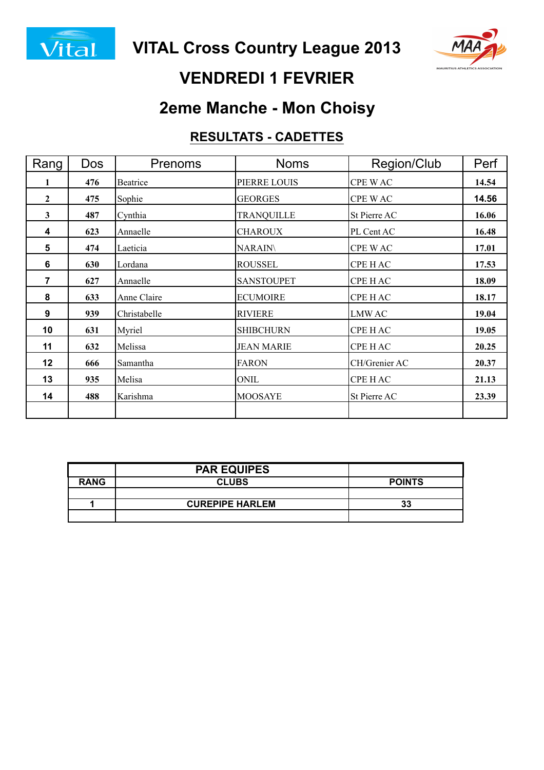# VITAL Cross Country League 2013

## VENDREDI 1 FEVRIER

## 2eme Manche - Mon Choisy

### RESULTATS - CADETTES

| Rang | Dos | Prenoms | Noms | Region/Club | Perf |
|---|---|---|---|---|---|
| 1 | 476 | Beatrice | PIERRE LOUIS | CPE W AC | 14.54 |
| 2 | 475 | Sophie | GEORGES | CPE W AC | 14.56 |
| 3 | 487 | Cynthia | TRANQUILLE | St Pierre AC | 16.06 |
| 4 | 623 | Annaelle | CHAROUX | PL Cent AC | 16.48 |
| 5 | 474 | Laeticia | NARAIN\ | CPE W AC | 17.01 |
| 6 | 630 | Lordana | ROUSSEL | CPE H AC | 17.53 |
| 7 | 627 | Annaelle | SANSTOUPET | CPE H AC | 18.09 |
| 8 | 633 | Anne Claire | ECUMOIRE | CPE H AC | 18.17 |
| 9 | 939 | Christabelle | RIVIERE | LMW AC | 19.04 |
| 10 | 631 | Myriel | SHIBCHURN | CPE H AC | 19.05 |
| 11 | 632 | Melissa | JEAN MARIE | CPE H AC | 20.25 |
| 12 | 666 | Samantha | FARON | CH/Grenier AC | 20.37 |
| 13 | 935 | Melisa | ONIL | CPE H AC | 21.13 |
| 14 | 488 | Karishma | MOOSAYE | St Pierre AC | 23.39 |
| | | | | | |

| | PAR EQUIPES | |
|---|---|---|
| RANG | CLUBS | POINTS |
| | | |
| 1 | CUREPIPE HARLEM | 33 |
| | | |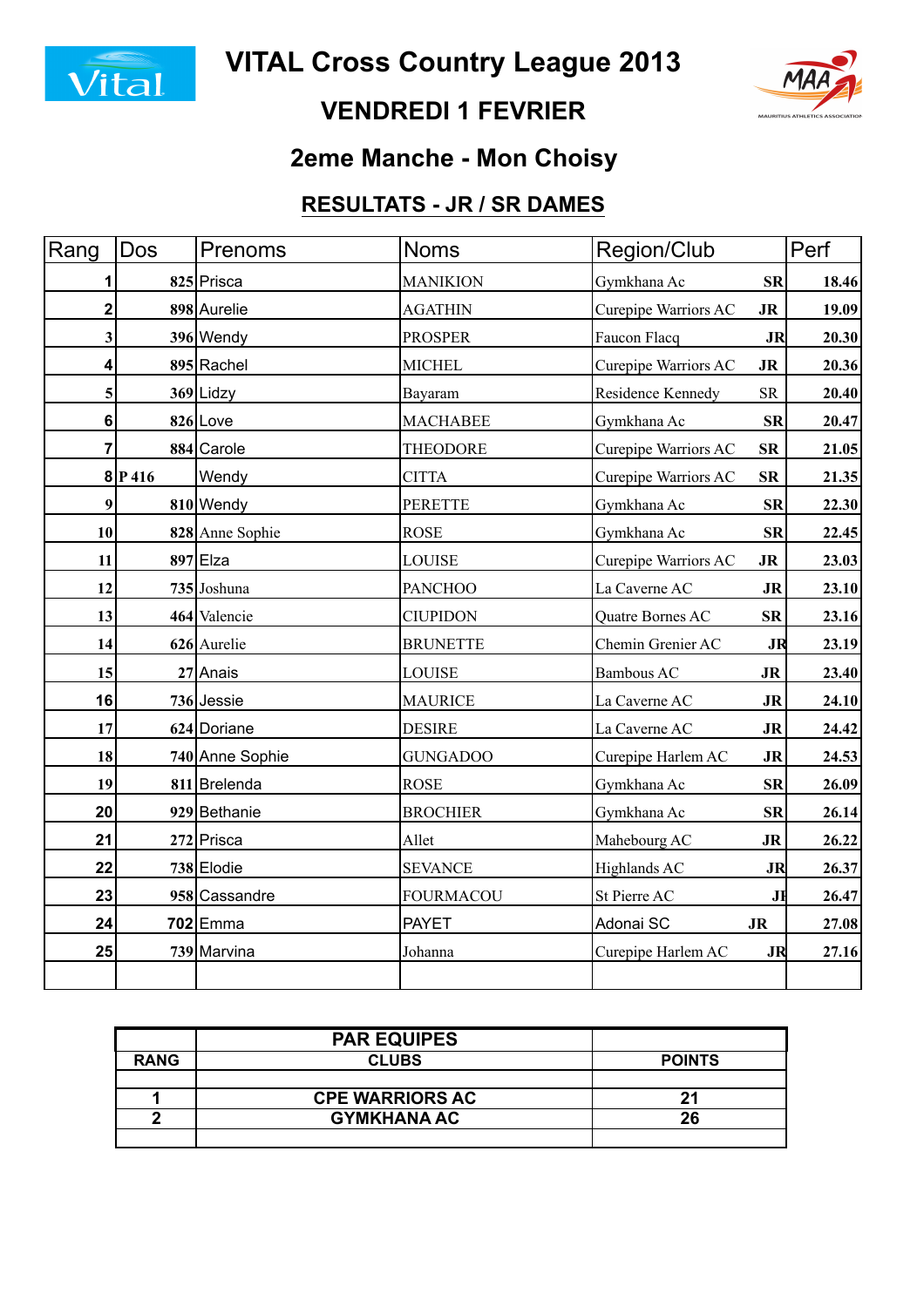# VITAL Cross Country League 2013

## VENDREDI 1 FEVRIER

## 2eme Manche - Mon Choisy

## RESULTATS - JR / SR DAMES

| Rang | Dos | Prenoms | Noms | Region/Club | | Perf |
|---|---|---|---|---|---|---|
| 1 | 825 | Prisca | MANIKION | Gymkhana Ac | SR | 18.46 |
| 2 | 898 | Aurelie | AGATHIN | Curepipe Warriors AC | JR | 19.09 |
| 3 | 396 | Wendy | PROSPER | Faucon Flacq | JR | 20.30 |
| 4 | 895 | Rachel | MICHEL | Curepipe Warriors AC | JR | 20.36 |
| 5 | 369 | Lidzy | Bayaram | Residence Kennedy | SR | 20.40 |
| 6 | 826 | Love | MACHABEE | Gymkhana Ac | SR | 20.47 |
| 7 | 884 | Carole | THEODORE | Curepipe Warriors AC | SR | 21.05 |
| 8 | P 416 | Wendy | CITTA | Curepipe Warriors AC | SR | 21.35 |
| 9 | 810 | Wendy | PERETTE | Gymkhana Ac | SR | 22.30 |
| 10 | 828 | Anne Sophie | ROSE | Gymkhana Ac | SR | 22.45 |
| 11 | 897 | Elza | LOUISE | Curepipe Warriors AC | JR | 23.03 |
| 12 | 735 | Joshuna | PANCHOO | La Caverne AC | JR | 23.10 |
| 13 | 464 | Valencie | CIUPIDON | Quatre Bornes AC | SR | 23.16 |
| 14 | 626 | Aurelie | BRUNETTE | Chemin Grenier AC | JR | 23.19 |
| 15 | 27 | Anais | LOUISE | Bambous AC | JR | 23.40 |
| 16 | 736 | Jessie | MAURICE | La Caverne AC | JR | 24.10 |
| 17 | 624 | Doriane | DESIRE | La Caverne AC | JR | 24.42 |
| 18 | 740 | Anne Sophie | GUNGADOO | Curepipe Harlem AC | JR | 24.53 |
| 19 | 811 | Brelenda | ROSE | Gymkhana Ac | SR | 26.09 |
| 20 | 929 | Bethanie | BROCHIER | Gymkhana Ac | SR | 26.14 |
| 21 | 272 | Prisca | Allet | Mahebourg AC | JR | 26.22 |
| 22 | 738 | Elodie | SEVANCE | Highlands AC | JR | 26.37 |
| 23 | 958 | Cassandre | FOURMACOU | St Pierre AC | JR | 26.47 |
| 24 | 702 | Emma | PAYET | Adonai SC | JR | 27.08 |
| 25 | 739 | Marvina | Johanna | Curepipe Harlem AC | JR | 27.16 |
| | | | | | | |

| | PAR EQUIPES | |
|---|---|---|
| RANG | CLUBS | POINTS |
| | | |
| 1 | CPE WARRIORS AC | 21 |
| 2 | GYMKHANA AC | 26 |
| | | |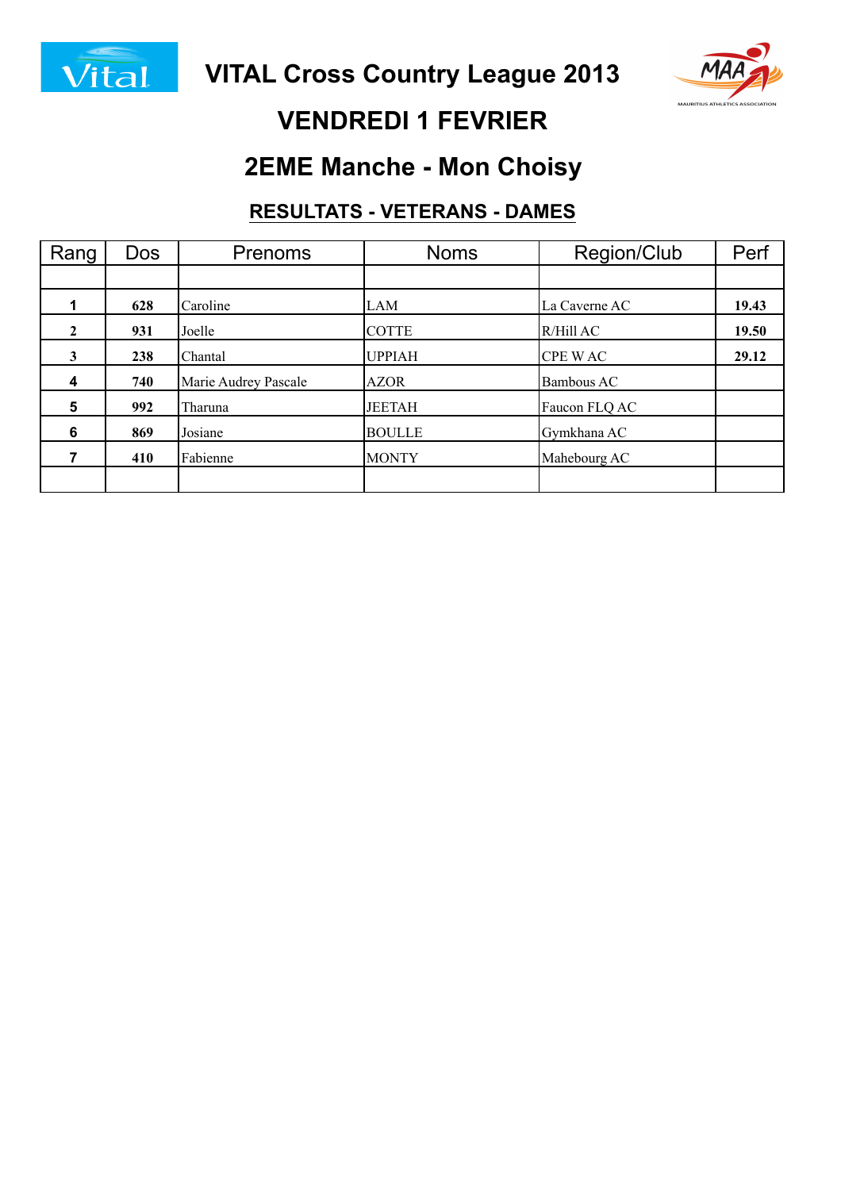# VITAL Cross Country League 2013

## VENDREDI 1 FEVRIER

## 2EME Manche - Mon Choisy

### RESULTATS - VETERANS - DAMES

| Rang | Dos | Prenoms | Noms | Region/Club | Perf |
|---|---|---|---|---|---|
| | | | | | |
| **1** | **628** | Caroline | LAM | La Caverne AC | **19.43** |
| **2** | **931** | Joelle | COTTE | R/Hill AC | **19.50** |
| **3** | **238** | Chantal | UPPIAH | CPE W AC | **29.12** |
| **4** | **740** | Marie Audrey Pascale | AZOR | Bambous AC | |
| **5** | **992** | Tharuna | JEETAH | Faucon FLQ AC | |
| **6** | **869** | Josiane | BOULLE | Gymkhana AC | |
| **7** | **410** | Fabienne | MONTY | Mahebourg AC | |
| | | | | | |